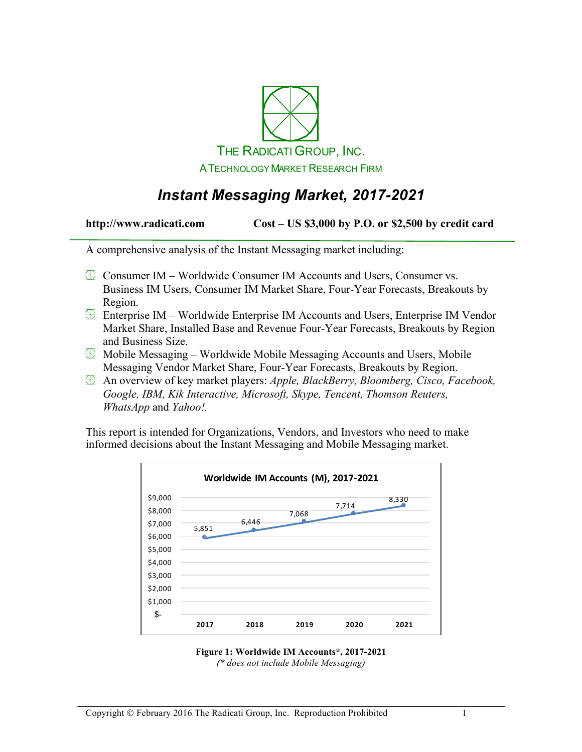THE RADICATI GROUP, INC.

A TECHNOLOGY MARKET RESEARCH FIRM

# *Instant Messaging Market, 2017-2021*

**http://www.radicati.com** **Cost – US $3,000 by P.O. or $2,500 by credit card**

A comprehensive analysis of the Instant Messaging market including:

- Consumer IM – Worldwide Consumer IM Accounts and Users, Consumer vs. Business IM Users, Consumer IM Market Share, Four-Year Forecasts, Breakouts by Region.
- Enterprise IM – Worldwide Enterprise IM Accounts and Users, Enterprise IM Vendor Market Share, Installed Base and Revenue Four-Year Forecasts, Breakouts by Region and Business Size.
- Mobile Messaging – Worldwide Mobile Messaging Accounts and Users, Mobile Messaging Vendor Market Share, Four-Year Forecasts, Breakouts by Region.
- An overview of key market players: *Apple, BlackBerry, Bloomberg, Cisco, Facebook, Google, IBM, Kik Interactive, Microsoft, Skype, Tencent, Thomson Reuters, WhatsApp* and *Yahoo!.*

This report is intended for Organizations, Vendors, and Investors who need to make informed decisions about the Instant Messaging and Mobile Messaging market.

**Worldwide IM Accounts (M), 2017-2021**

| 2017 | 2018 | 2019 | 2020 | 2021 |
|---|---|---|---|---|
| 5,851 | 6,446 | 7,068 | 7,714 | 8,330 |

**Figure 1: Worldwide IM Accounts\*, 2017-2021**
*(\* does not include Mobile Messaging)*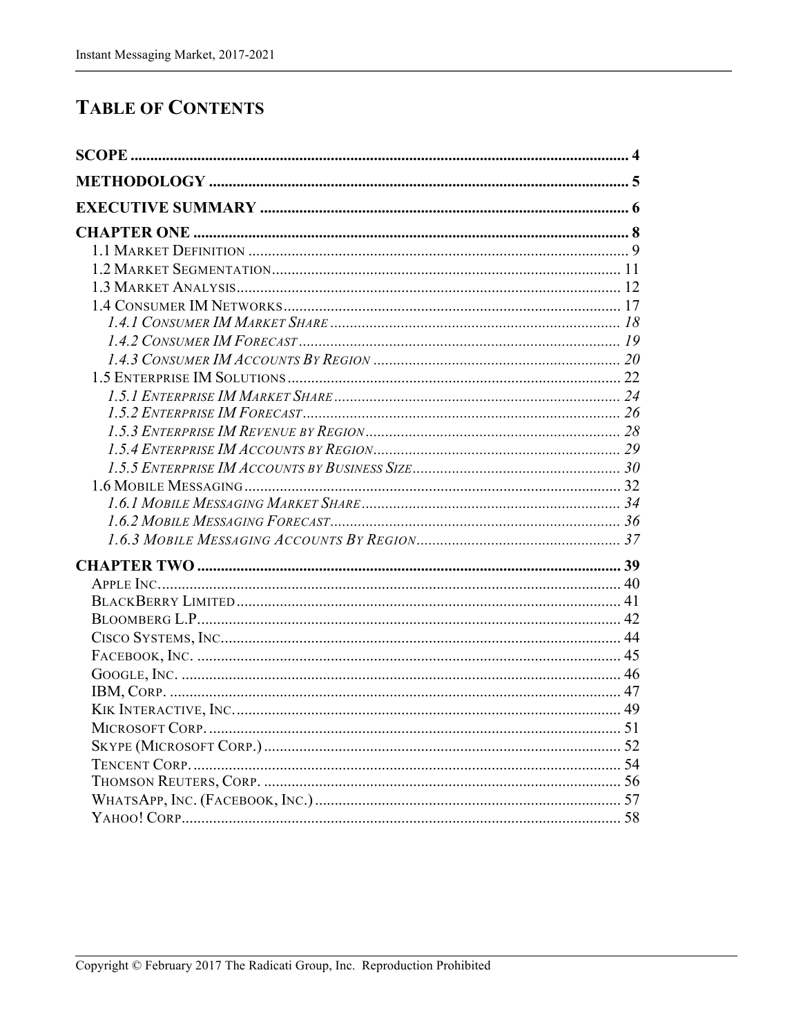# TABLE OF CONTENTS

**SCOPE** .......... **4**

**METHODOLOGY** .......... **5**

**EXECUTIVE SUMMARY** .......... **6**

**CHAPTER ONE** .......... **8**

- 1.1 Market Definition .......... 9
- 1.2 Market Segmentation .......... 11
- 1.3 Market Analysis .......... 12
- 1.4 Consumer IM Networks .......... 17
  - *1.4.1 Consumer IM Market Share* .......... *18*
  - *1.4.2 Consumer IM Forecast* .......... *19*
  - *1.4.3 Consumer IM Accounts By Region* .......... *20*
- 1.5 Enterprise IM Solutions .......... 22
  - *1.5.1 Enterprise IM Market Share* .......... *24*
  - *1.5.2 Enterprise IM Forecast* .......... *26*
  - *1.5.3 Enterprise IM Revenue by Region* .......... *28*
  - *1.5.4 Enterprise IM Accounts by Region* .......... *29*
  - *1.5.5 Enterprise IM Accounts by Business Size* .......... *30*
- 1.6 Mobile Messaging .......... 32
  - *1.6.1 Mobile Messaging Market Share* .......... *34*
  - *1.6.2 Mobile Messaging Forecast* .......... *36*
  - *1.6.3 Mobile Messaging Accounts By Region* .......... *37*

**CHAPTER TWO** .......... **39**

- Apple Inc. .......... 40
- BlackBerry Limited .......... 41
- Bloomberg L.P. .......... 42
- Cisco Systems, Inc. .......... 44
- Facebook, Inc. .......... 45
- Google, Inc. .......... 46
- IBM, Corp. .......... 47
- Kik Interactive, Inc. .......... 49
- Microsoft Corp. .......... 51
- Skype (Microsoft Corp.) .......... 52
- Tencent Corp. .......... 54
- Thomson Reuters, Corp. .......... 56
- WhatsApp, Inc. (Facebook, Inc.) .......... 57
- Yahoo! Corp. .......... 58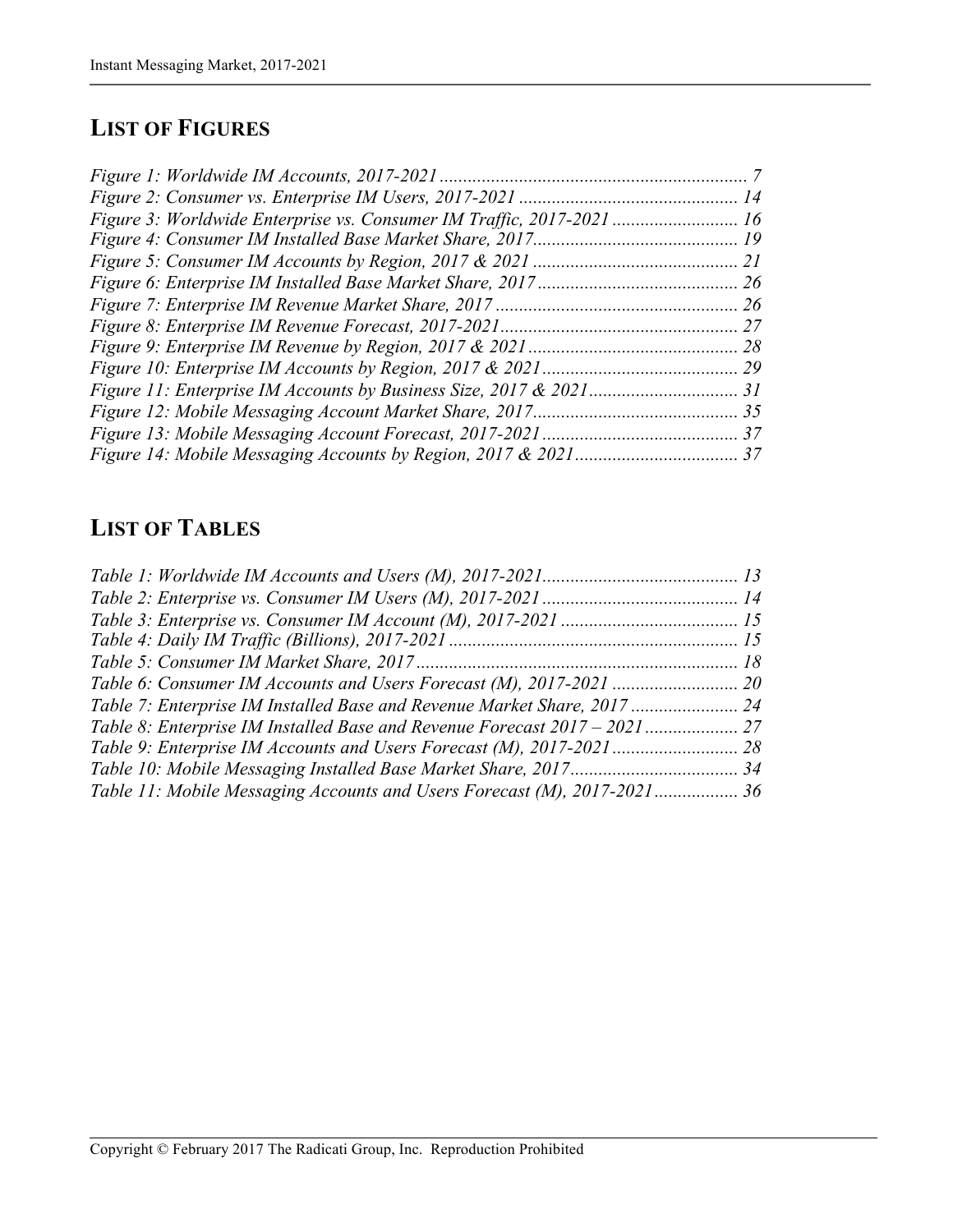## LIST OF FIGURES

*Figure 1: Worldwide IM Accounts, 2017-2021* ........ 7
*Figure 2: Consumer vs. Enterprise IM Users, 2017-2021* ........ 14
*Figure 3: Worldwide Enterprise vs. Consumer IM Traffic, 2017-2021* ........ 16
*Figure 4: Consumer IM Installed Base Market Share, 2017* ........ 19
*Figure 5: Consumer IM Accounts by Region, 2017 & 2021* ........ 21
*Figure 6: Enterprise IM Installed Base Market Share, 2017* ........ 26
*Figure 7: Enterprise IM Revenue Market Share, 2017* ........ 26
*Figure 8: Enterprise IM Revenue Forecast, 2017-2021* ........ 27
*Figure 9: Enterprise IM Revenue by Region, 2017 & 2021* ........ 28
*Figure 10: Enterprise IM Accounts by Region, 2017 & 2021* ........ 29
*Figure 11: Enterprise IM Accounts by Business Size, 2017 & 2021* ........ 31
*Figure 12: Mobile Messaging Account Market Share, 2017* ........ 35
*Figure 13: Mobile Messaging Account Forecast, 2017-2021* ........ 37
*Figure 14: Mobile Messaging Accounts by Region, 2017 & 2021* ........ 37

## LIST OF TABLES

*Table 1: Worldwide IM Accounts and Users (M), 2017-2021* ........ 13
*Table 2: Enterprise vs. Consumer IM Users (M), 2017-2021* ........ 14
*Table 3: Enterprise vs. Consumer IM Account (M), 2017-2021* ........ 15
*Table 4: Daily IM Traffic (Billions), 2017-2021* ........ 15
*Table 5: Consumer IM Market Share, 2017* ........ 18
*Table 6: Consumer IM Accounts and Users Forecast (M), 2017-2021* ........ 20
*Table 7: Enterprise IM Installed Base and Revenue Market Share, 2017* ........ 24
*Table 8: Enterprise IM Installed Base and Revenue Forecast 2017 – 2021* ........ 27
*Table 9: Enterprise IM Accounts and Users Forecast (M), 2017-2021* ........ 28
*Table 10: Mobile Messaging Installed Base Market Share, 2017* ........ 34
*Table 11: Mobile Messaging Accounts and Users Forecast (M), 2017-2021* ........ 36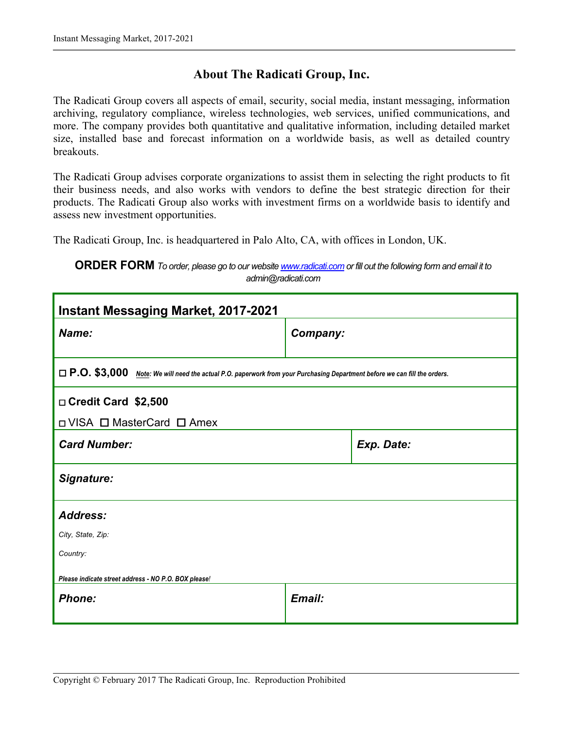## About The Radicati Group, Inc.

The Radicati Group covers all aspects of email, security, social media, instant messaging, information archiving, regulatory compliance, wireless technologies, web services, unified communications, and more. The company provides both quantitative and qualitative information, including detailed market size, installed base and forecast information on a worldwide basis, as well as detailed country breakouts.

The Radicati Group advises corporate organizations to assist them in selecting the right products to fit their business needs, and also works with vendors to define the best strategic direction for their products. The Radicati Group also works with investment firms on a worldwide basis to identify and assess new investment opportunities.

The Radicati Group, Inc. is headquartered in Palo Alto, CA, with offices in London, UK.

**ORDER FORM** *To order, please go to our website www.radicati.com or fill out the following form and email it to admin@radicati.com*

| **Instant Messaging Market, 2017-2021** | |
|---|---|
| ***Name:*** | ***Company:*** |
| ☐ **P.O. $3,000** ***Note: We will need the actual P.O. paperwork from your Purchasing Department before we can fill the orders.*** | |
| ☐ **Credit Card $2,500**<br>☐ VISA ☐ MasterCard ☐ Amex | |
| ***Card Number:*** | ***Exp. Date:*** |
| ***Signature:*** | |
| ***Address:***<br>*City, State, Zip:*<br>*Country:*<br>***Please indicate street address - NO P.O. BOX please!*** | |
| ***Phone:*** | ***Email:*** |